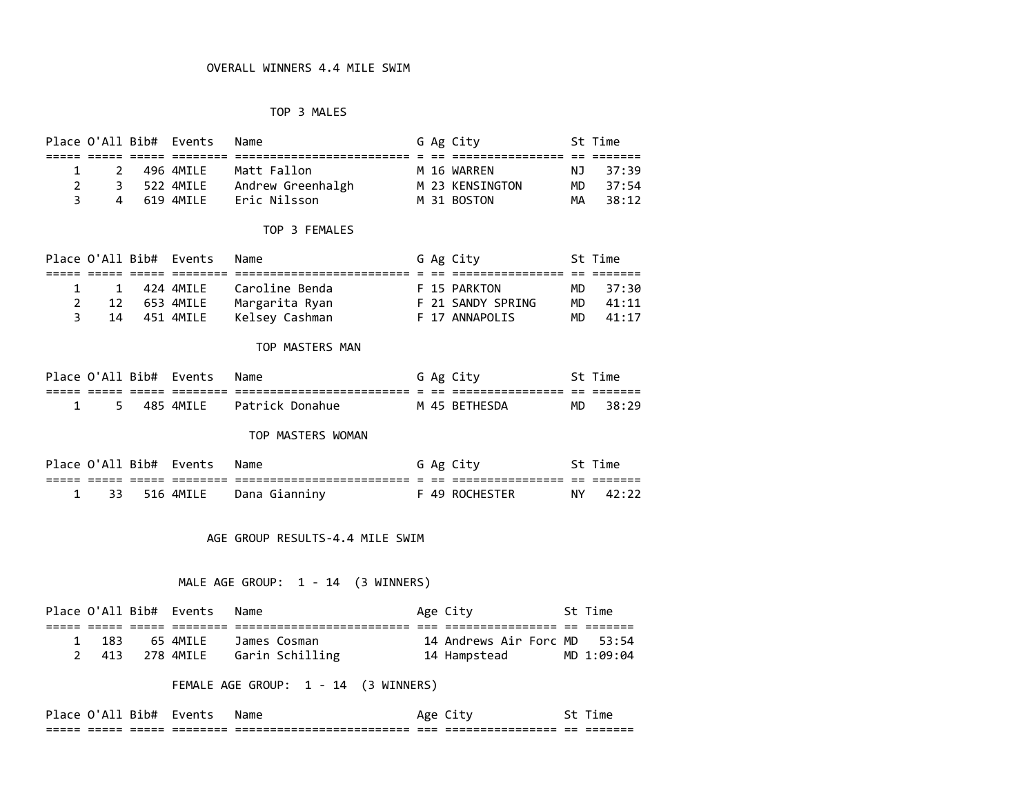# OVERALL WINNERS 4.4 MILE SWIM

## TOP 3 MALES

| Place | O'All | Bib# | Events | Name | G | Ag | City | St | Time |
|---|---|---|---|---|---|---|---|---|---|
| 1 | 2 | 496 | 4MILE | Matt Fallon | M | 16 | WARREN | NJ | 37:39 |
| 2 | 3 | 522 | 4MILE | Andrew Greenhalgh | M | 23 | KENSINGTON | MD | 37:54 |
| 3 | 4 | 619 | 4MILE | Eric Nilsson | M | 31 | BOSTON | MA | 38:12 |

## TOP 3 FEMALES

| Place | O'All | Bib# | Events | Name | G | Ag | City | St | Time |
|---|---|---|---|---|---|---|---|---|---|
| 1 | 1 | 424 | 4MILE | Caroline Benda | F | 15 | PARKTON | MD | 37:30 |
| 2 | 12 | 653 | 4MILE | Margarita Ryan | F | 21 | SANDY SPRING | MD | 41:11 |
| 3 | 14 | 451 | 4MILE | Kelsey Cashman | F | 17 | ANNAPOLIS | MD | 41:17 |

## TOP MASTERS MAN

| Place | O'All | Bib# | Events | Name | G | Ag | City | St | Time |
|---|---|---|---|---|---|---|---|---|---|
| 1 | 5 | 485 | 4MILE | Patrick Donahue | M | 45 | BETHESDA | MD | 38:29 |

## TOP MASTERS WOMAN

| Place | O'All | Bib# | Events | Name | G | Ag | City | St | Time |
|---|---|---|---|---|---|---|---|---|---|
| 1 | 33 | 516 | 4MILE | Dana Gianniny | F | 49 | ROCHESTER | NY | 42:22 |

# AGE GROUP RESULTS-4.4 MILE SWIM

## MALE AGE GROUP: 1 - 14 (3 WINNERS)

| Place | O'All | Bib# | Events | Name | Age | City | St | Time |
|---|---|---|---|---|---|---|---|---|
| 1 | 183 | 65 | 4MILE | James Cosman | 14 | Andrews Air Forc | MD | 53:54 |
| 2 | 413 | 278 | 4MILE | Garin Schilling | 14 | Hampstead | MD | 1:09:04 |

## FEMALE AGE GROUP: 1 - 14 (3 WINNERS)

| Place | O'All | Bib# | Events | Name | Age | City | St | Time |
|---|---|---|---|---|---|---|---|---|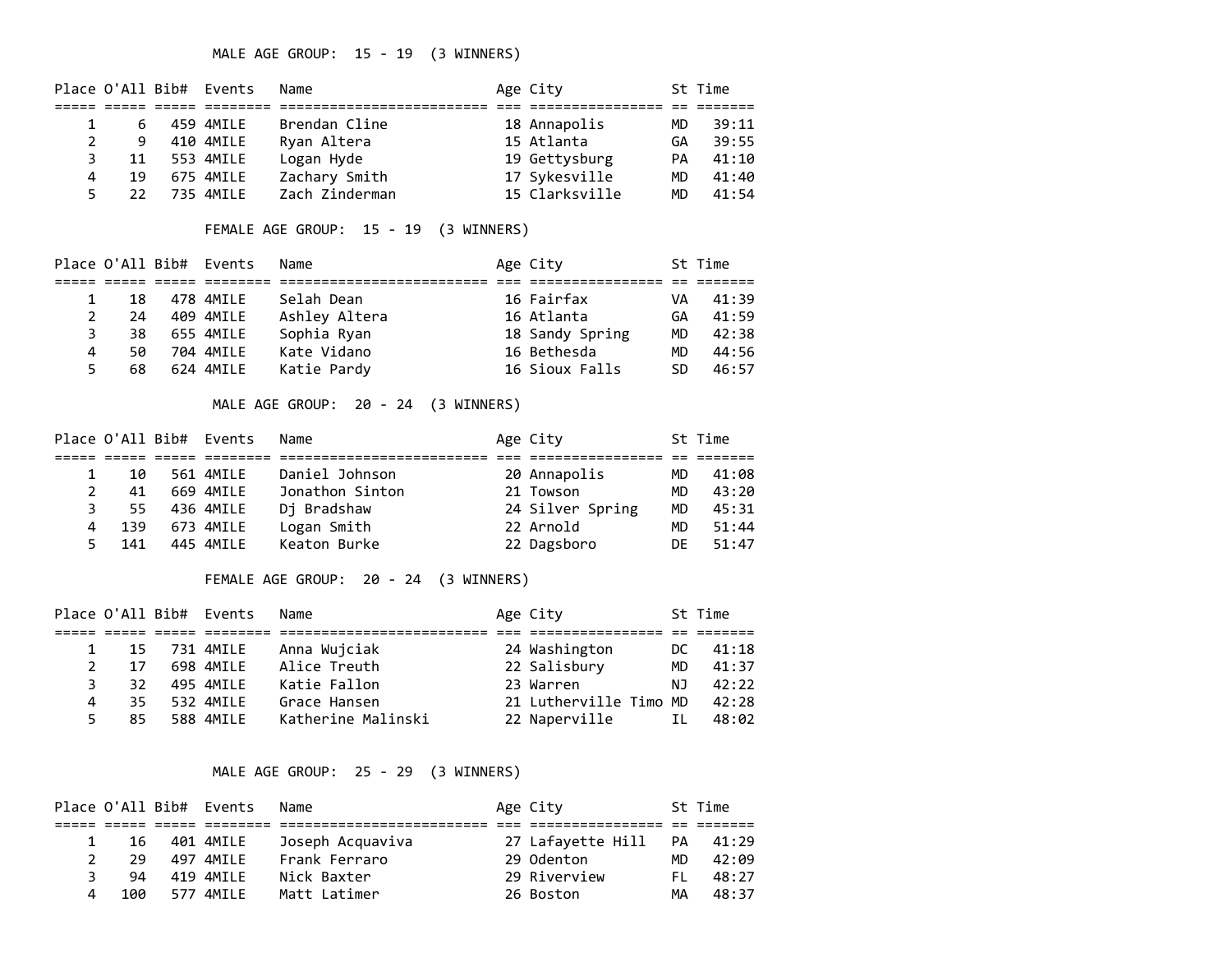## MALE AGE GROUP: 15 - 19 (3 WINNERS)

| Place | O'All | Bib# | Events | Name | Age | City | St | Time |
|---|---|---|---|---|---|---|---|---|
| 1 | 6 | 459 | 4MILE | Brendan Cline | 18 | Annapolis | MD | 39:11 |
| 2 | 9 | 410 | 4MILE | Ryan Altera | 15 | Atlanta | GA | 39:55 |
| 3 | 11 | 553 | 4MILE | Logan Hyde | 19 | Gettysburg | PA | 41:10 |
| 4 | 19 | 675 | 4MILE | Zachary Smith | 17 | Sykesville | MD | 41:40 |
| 5 | 22 | 735 | 4MILE | Zach Zinderman | 15 | Clarksville | MD | 41:54 |

## FEMALE AGE GROUP: 15 - 19 (3 WINNERS)

| Place | O'All | Bib# | Events | Name | Age | City | St | Time |
|---|---|---|---|---|---|---|---|---|
| 1 | 18 | 478 | 4MILE | Selah Dean | 16 | Fairfax | VA | 41:39 |
| 2 | 24 | 409 | 4MILE | Ashley Altera | 16 | Atlanta | GA | 41:59 |
| 3 | 38 | 655 | 4MILE | Sophia Ryan | 18 | Sandy Spring | MD | 42:38 |
| 4 | 50 | 704 | 4MILE | Kate Vidano | 16 | Bethesda | MD | 44:56 |
| 5 | 68 | 624 | 4MILE | Katie Pardy | 16 | Sioux Falls | SD | 46:57 |

## MALE AGE GROUP: 20 - 24 (3 WINNERS)

| Place | O'All | Bib# | Events | Name | Age | City | St | Time |
|---|---|---|---|---|---|---|---|---|
| 1 | 10 | 561 | 4MILE | Daniel Johnson | 20 | Annapolis | MD | 41:08 |
| 2 | 41 | 669 | 4MILE | Jonathon Sinton | 21 | Towson | MD | 43:20 |
| 3 | 55 | 436 | 4MILE | Dj Bradshaw | 24 | Silver Spring | MD | 45:31 |
| 4 | 139 | 673 | 4MILE | Logan Smith | 22 | Arnold | MD | 51:44 |
| 5 | 141 | 445 | 4MILE | Keaton Burke | 22 | Dagsboro | DE | 51:47 |

## FEMALE AGE GROUP: 20 - 24 (3 WINNERS)

| Place | O'All | Bib# | Events | Name | Age | City | St | Time |
|---|---|---|---|---|---|---|---|---|
| 1 | 15 | 731 | 4MILE | Anna Wujciak | 24 | Washington | DC | 41:18 |
| 2 | 17 | 698 | 4MILE | Alice Treuth | 22 | Salisbury | MD | 41:37 |
| 3 | 32 | 495 | 4MILE | Katie Fallon | 23 | Warren | NJ | 42:22 |
| 4 | 35 | 532 | 4MILE | Grace Hansen | 21 | Lutherville Timo | MD | 42:28 |
| 5 | 85 | 588 | 4MILE | Katherine Malinski | 22 | Naperville | IL | 48:02 |

## MALE AGE GROUP: 25 - 29 (3 WINNERS)

| Place | O'All | Bib# | Events | Name | Age | City | St | Time |
|---|---|---|---|---|---|---|---|---|
| 1 | 16 | 401 | 4MILE | Joseph Acquaviva | 27 | Lafayette Hill | PA | 41:29 |
| 2 | 29 | 497 | 4MILE | Frank Ferraro | 29 | Odenton | MD | 42:09 |
| 3 | 94 | 419 | 4MILE | Nick Baxter | 29 | Riverview | FL | 48:27 |
| 4 | 100 | 577 | 4MILE | Matt Latimer | 26 | Boston | MA | 48:37 |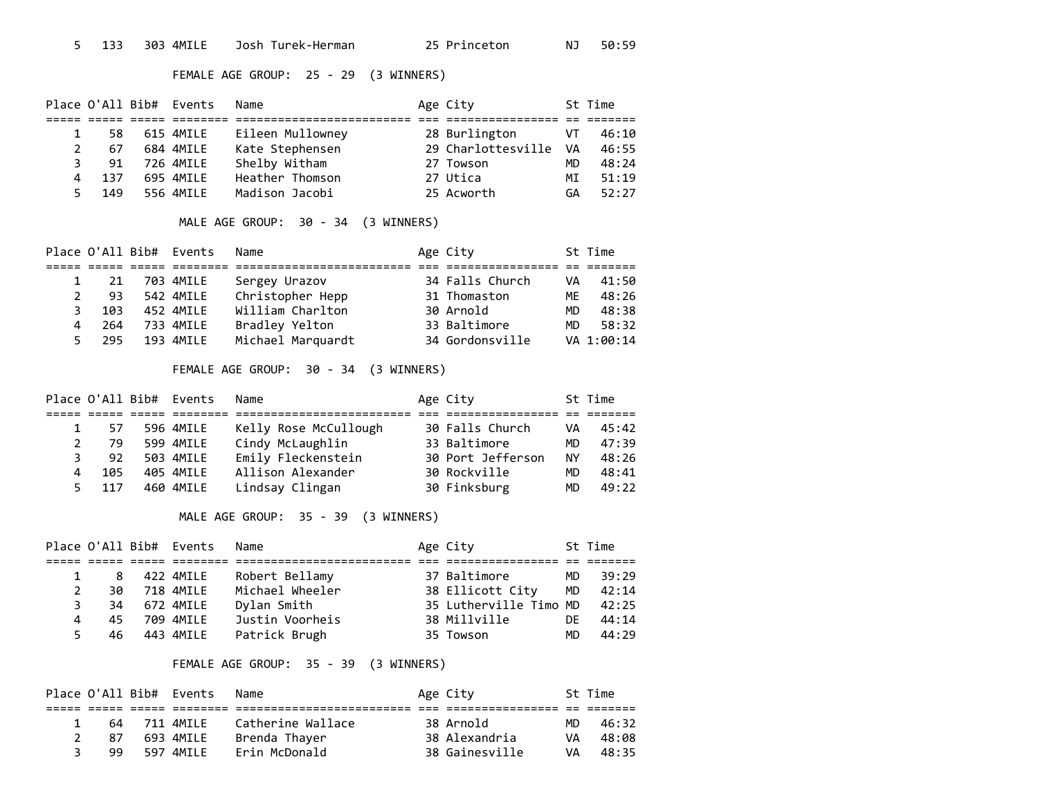| Place | O'All | Bib# | Events | Name | Age | City | St | Time |
|---|---|---|---|---|---|---|---|---|
| 5 | 133 | 303 | 4MILE | Josh Turek-Herman | 25 | Princeton | NJ | 50:59 |

FEMALE AGE GROUP: 25 - 29 (3 WINNERS)

| Place | O'All | Bib# | Events | Name | Age | City | St | Time |
|---|---|---|---|---|---|---|---|---|
| 1 | 58 | 615 | 4MILE | Eileen Mullowney | 28 | Burlington | VT | 46:10 |
| 2 | 67 | 684 | 4MILE | Kate Stephensen | 29 | Charlottesville | VA | 46:55 |
| 3 | 91 | 726 | 4MILE | Shelby Witham | 27 | Towson | MD | 48:24 |
| 4 | 137 | 695 | 4MILE | Heather Thomson | 27 | Utica | MI | 51:19 |
| 5 | 149 | 556 | 4MILE | Madison Jacobi | 25 | Acworth | GA | 52:27 |

MALE AGE GROUP: 30 - 34 (3 WINNERS)

| Place | O'All | Bib# | Events | Name | Age | City | St | Time |
|---|---|---|---|---|---|---|---|---|
| 1 | 21 | 703 | 4MILE | Sergey Urazov | 34 | Falls Church | VA | 41:50 |
| 2 | 93 | 542 | 4MILE | Christopher Hepp | 31 | Thomaston | ME | 48:26 |
| 3 | 103 | 452 | 4MILE | William Charlton | 30 | Arnold | MD | 48:38 |
| 4 | 264 | 733 | 4MILE | Bradley Yelton | 33 | Baltimore | MD | 58:32 |
| 5 | 295 | 193 | 4MILE | Michael Marquardt | 34 | Gordonsville | VA | 1:00:14 |

FEMALE AGE GROUP: 30 - 34 (3 WINNERS)

| Place | O'All | Bib# | Events | Name | Age | City | St | Time |
|---|---|---|---|---|---|---|---|---|
| 1 | 57 | 596 | 4MILE | Kelly Rose McCullough | 30 | Falls Church | VA | 45:42 |
| 2 | 79 | 599 | 4MILE | Cindy McLaughlin | 33 | Baltimore | MD | 47:39 |
| 3 | 92 | 503 | 4MILE | Emily Fleckenstein | 30 | Port Jefferson | NY | 48:26 |
| 4 | 105 | 405 | 4MILE | Allison Alexander | 30 | Rockville | MD | 48:41 |
| 5 | 117 | 460 | 4MILE | Lindsay Clingan | 30 | Finksburg | MD | 49:22 |

MALE AGE GROUP: 35 - 39 (3 WINNERS)

| Place | O'All | Bib# | Events | Name | Age | City | St | Time |
|---|---|---|---|---|---|---|---|---|
| 1 | 8 | 422 | 4MILE | Robert Bellamy | 37 | Baltimore | MD | 39:29 |
| 2 | 30 | 718 | 4MILE | Michael Wheeler | 38 | Ellicott City | MD | 42:14 |
| 3 | 34 | 672 | 4MILE | Dylan Smith | 35 | Lutherville Timo | MD | 42:25 |
| 4 | 45 | 709 | 4MILE | Justin Voorheis | 38 | Millville | DE | 44:14 |
| 5 | 46 | 443 | 4MILE | Patrick Brugh | 35 | Towson | MD | 44:29 |

FEMALE AGE GROUP: 35 - 39 (3 WINNERS)

| Place | O'All | Bib# | Events | Name | Age | City | St | Time |
|---|---|---|---|---|---|---|---|---|
| 1 | 64 | 711 | 4MILE | Catherine Wallace | 38 | Arnold | MD | 46:32 |
| 2 | 87 | 693 | 4MILE | Brenda Thayer | 38 | Alexandria | VA | 48:08 |
| 3 | 99 | 597 | 4MILE | Erin McDonald | 38 | Gainesville | VA | 48:35 |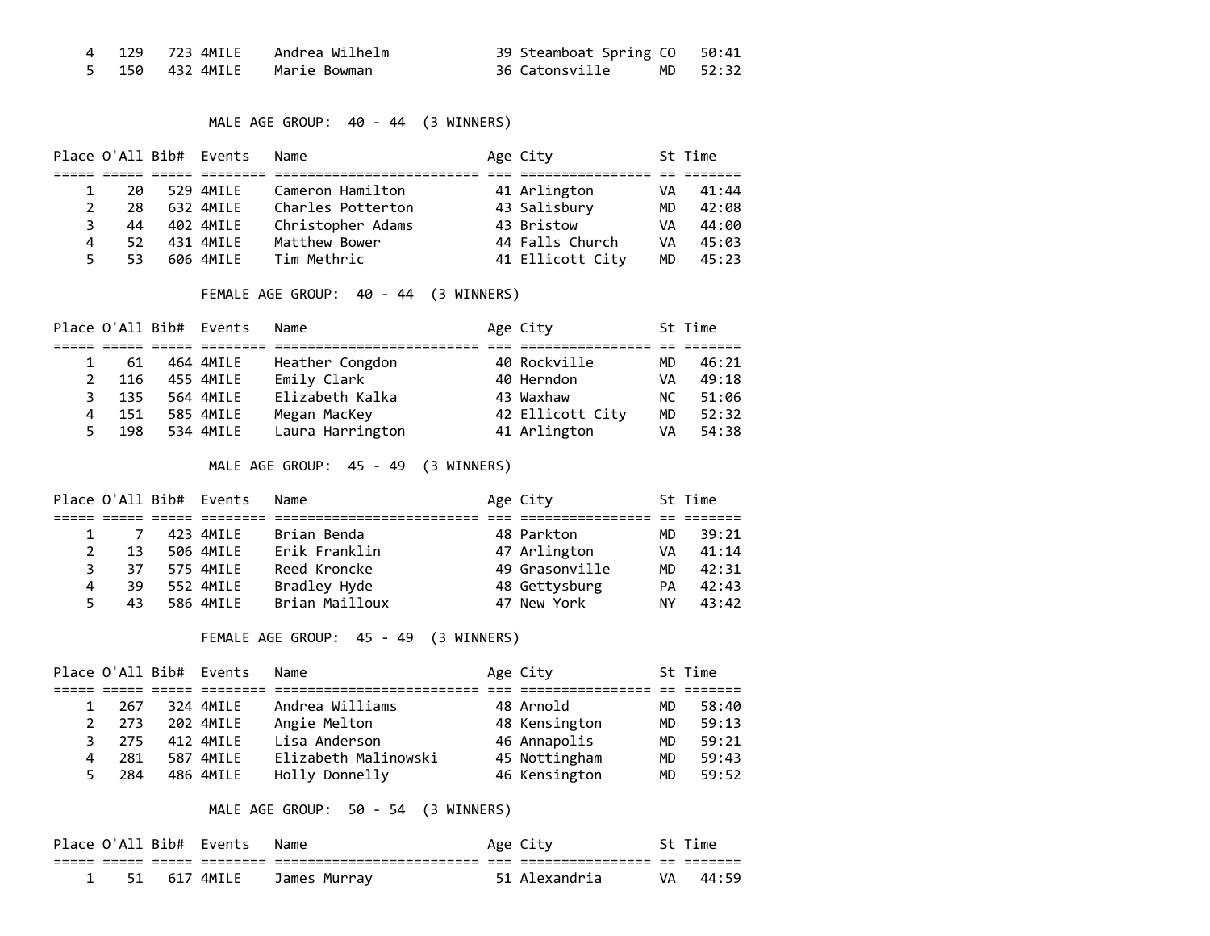| Place | O'All | Bib# | Events | Name | Age | City | St | Time |
|---|---|---|---|---|---|---|---|---|
| 4 | 129 | 723 | 4MILE | Andrea Wilhelm | 39 | Steamboat Spring | CO | 50:41 |
| 5 | 150 | 432 | 4MILE | Marie Bowman | 36 | Catonsville | MD | 52:32 |

### MALE AGE GROUP: 40 - 44 (3 WINNERS)

| Place | O'All | Bib# | Events | Name | Age | City | St | Time |
|---|---|---|---|---|---|---|---|---|
| 1 | 20 | 529 | 4MILE | Cameron Hamilton | 41 | Arlington | VA | 41:44 |
| 2 | 28 | 632 | 4MILE | Charles Potterton | 43 | Salisbury | MD | 42:08 |
| 3 | 44 | 402 | 4MILE | Christopher Adams | 43 | Bristow | VA | 44:00 |
| 4 | 52 | 431 | 4MILE | Matthew Bower | 44 | Falls Church | VA | 45:03 |
| 5 | 53 | 606 | 4MILE | Tim Methric | 41 | Ellicott City | MD | 45:23 |

### FEMALE AGE GROUP: 40 - 44 (3 WINNERS)

| Place | O'All | Bib# | Events | Name | Age | City | St | Time |
|---|---|---|---|---|---|---|---|---|
| 1 | 61 | 464 | 4MILE | Heather Congdon | 40 | Rockville | MD | 46:21 |
| 2 | 116 | 455 | 4MILE | Emily Clark | 40 | Herndon | VA | 49:18 |
| 3 | 135 | 564 | 4MILE | Elizabeth Kalka | 43 | Waxhaw | NC | 51:06 |
| 4 | 151 | 585 | 4MILE | Megan MacKey | 42 | Ellicott City | MD | 52:32 |
| 5 | 198 | 534 | 4MILE | Laura Harrington | 41 | Arlington | VA | 54:38 |

### MALE AGE GROUP: 45 - 49 (3 WINNERS)

| Place | O'All | Bib# | Events | Name | Age | City | St | Time |
|---|---|---|---|---|---|---|---|---|
| 1 | 7 | 423 | 4MILE | Brian Benda | 48 | Parkton | MD | 39:21 |
| 2 | 13 | 506 | 4MILE | Erik Franklin | 47 | Arlington | VA | 41:14 |
| 3 | 37 | 575 | 4MILE | Reed Kroncke | 49 | Grasonville | MD | 42:31 |
| 4 | 39 | 552 | 4MILE | Bradley Hyde | 48 | Gettysburg | PA | 42:43 |
| 5 | 43 | 586 | 4MILE | Brian Mailloux | 47 | New York | NY | 43:42 |

### FEMALE AGE GROUP: 45 - 49 (3 WINNERS)

| Place | O'All | Bib# | Events | Name | Age | City | St | Time |
|---|---|---|---|---|---|---|---|---|
| 1 | 267 | 324 | 4MILE | Andrea Williams | 48 | Arnold | MD | 58:40 |
| 2 | 273 | 202 | 4MILE | Angie Melton | 48 | Kensington | MD | 59:13 |
| 3 | 275 | 412 | 4MILE | Lisa Anderson | 46 | Annapolis | MD | 59:21 |
| 4 | 281 | 587 | 4MILE | Elizabeth Malinowski | 45 | Nottingham | MD | 59:43 |
| 5 | 284 | 486 | 4MILE | Holly Donnelly | 46 | Kensington | MD | 59:52 |

### MALE AGE GROUP: 50 - 54 (3 WINNERS)

| Place | O'All | Bib# | Events | Name | Age | City | St | Time |
|---|---|---|---|---|---|---|---|---|
| 1 | 51 | 617 | 4MILE | James Murray | 51 | Alexandria | VA | 44:59 |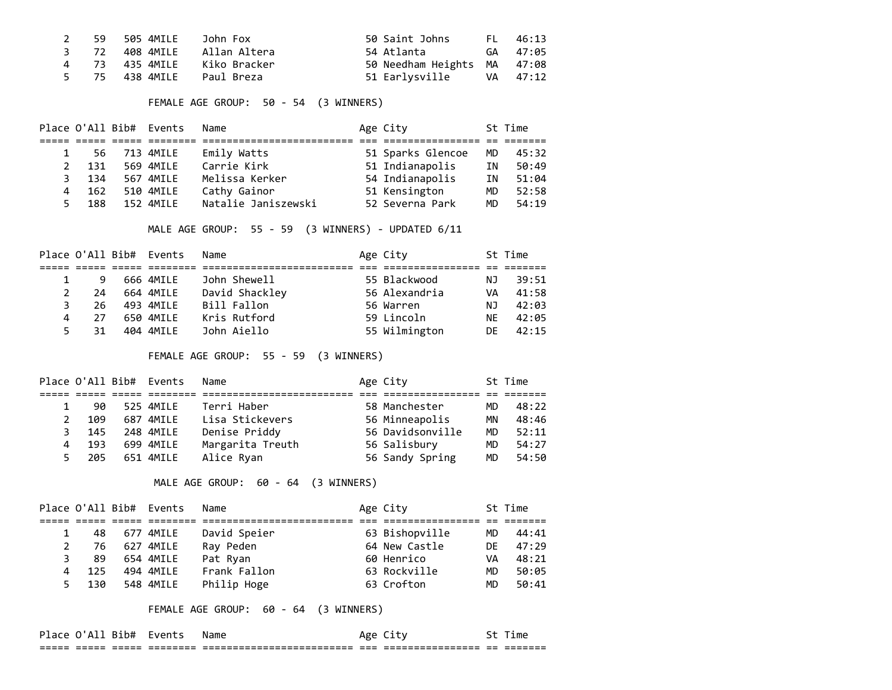| Place | O'All | Bib# | Events | Name | Age | City | St | Time |
|---|---|---|---|---|---|---|---|---|
| 2 | 59 | 505 | 4MILE | John Fox | 50 | Saint Johns | FL | 46:13 |
| 3 | 72 | 408 | 4MILE | Allan Altera | 54 | Atlanta | GA | 47:05 |
| 4 | 73 | 435 | 4MILE | Kiko Bracker | 50 | Needham Heights | MA | 47:08 |
| 5 | 75 | 438 | 4MILE | Paul Breza | 51 | Earlysville | VA | 47:12 |

FEMALE AGE GROUP: 50 - 54 (3 WINNERS)

| Place | O'All | Bib# | Events | Name | Age | City | St | Time |
|---|---|---|---|---|---|---|---|---|
| 1 | 56 | 713 | 4MILE | Emily Watts | 51 | Sparks Glencoe | MD | 45:32 |
| 2 | 131 | 569 | 4MILE | Carrie Kirk | 51 | Indianapolis | IN | 50:49 |
| 3 | 134 | 567 | 4MILE | Melissa Kerker | 54 | Indianapolis | IN | 51:04 |
| 4 | 162 | 510 | 4MILE | Cathy Gainor | 51 | Kensington | MD | 52:58 |
| 5 | 188 | 152 | 4MILE | Natalie Janiszewski | 52 | Severna Park | MD | 54:19 |

MALE AGE GROUP: 55 - 59 (3 WINNERS) - UPDATED 6/11

| Place | O'All | Bib# | Events | Name | Age | City | St | Time |
|---|---|---|---|---|---|---|---|---|
| 1 | 9 | 666 | 4MILE | John Shewell | 55 | Blackwood | NJ | 39:51 |
| 2 | 24 | 664 | 4MILE | David Shackley | 56 | Alexandria | VA | 41:58 |
| 3 | 26 | 493 | 4MILE | Bill Fallon | 56 | Warren | NJ | 42:03 |
| 4 | 27 | 650 | 4MILE | Kris Rutford | 59 | Lincoln | NE | 42:05 |
| 5 | 31 | 404 | 4MILE | John Aiello | 55 | Wilmington | DE | 42:15 |

FEMALE AGE GROUP: 55 - 59 (3 WINNERS)

| Place | O'All | Bib# | Events | Name | Age | City | St | Time |
|---|---|---|---|---|---|---|---|---|
| 1 | 90 | 525 | 4MILE | Terri Haber | 58 | Manchester | MD | 48:22 |
| 2 | 109 | 687 | 4MILE | Lisa Stickevers | 56 | Minneapolis | MN | 48:46 |
| 3 | 145 | 248 | 4MILE | Denise Priddy | 56 | Davidsonville | MD | 52:11 |
| 4 | 193 | 699 | 4MILE | Margarita Treuth | 56 | Salisbury | MD | 54:27 |
| 5 | 205 | 651 | 4MILE | Alice Ryan | 56 | Sandy Spring | MD | 54:50 |

MALE AGE GROUP: 60 - 64 (3 WINNERS)

| Place | O'All | Bib# | Events | Name | Age | City | St | Time |
|---|---|---|---|---|---|---|---|---|
| 1 | 48 | 677 | 4MILE | David Speier | 63 | Bishopville | MD | 44:41 |
| 2 | 76 | 627 | 4MILE | Ray Peden | 64 | New Castle | DE | 47:29 |
| 3 | 89 | 654 | 4MILE | Pat Ryan | 60 | Henrico | VA | 48:21 |
| 4 | 125 | 494 | 4MILE | Frank Fallon | 63 | Rockville | MD | 50:05 |
| 5 | 130 | 548 | 4MILE | Philip Hoge | 63 | Crofton | MD | 50:41 |

FEMALE AGE GROUP: 60 - 64 (3 WINNERS)

| Place | O'All | Bib# | Events | Name | Age | City | St | Time |
|---|---|---|---|---|---|---|---|---|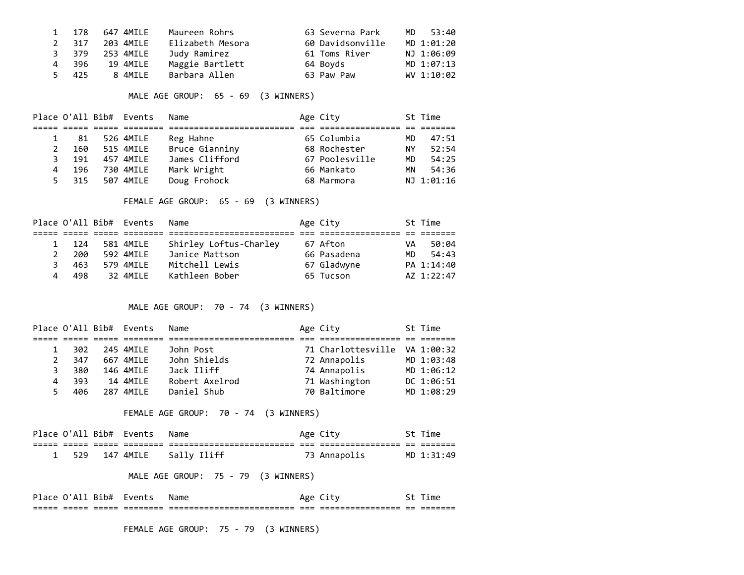| Place | O'All | Bib# | Events | Name | Age | City | St | Time |
|---|---|---|---|---|---|---|---|---|
| 1 | 178 | 647 | 4MILE | Maureen Rohrs | 63 | Severna Park | MD | 53:40 |
| 2 | 317 | 203 | 4MILE | Elizabeth Mesora | 60 | Davidsonville | MD | 1:01:20 |
| 3 | 379 | 253 | 4MILE | Judy Ramirez | 61 | Toms River | NJ | 1:06:09 |
| 4 | 396 | 19 | 4MILE | Maggie Bartlett | 64 | Boyds | MD | 1:07:13 |
| 5 | 425 | 8 | 4MILE | Barbara Allen | 63 | Paw Paw | WV | 1:10:02 |

MALE AGE GROUP: 65 - 69 (3 WINNERS)

| Place | O'All | Bib# | Events | Name | Age | City | St | Time |
|---|---|---|---|---|---|---|---|---|
| 1 | 81 | 526 | 4MILE | Reg Hahne | 65 | Columbia | MD | 47:51 |
| 2 | 160 | 515 | 4MILE | Bruce Gianniny | 68 | Rochester | NY | 52:54 |
| 3 | 191 | 457 | 4MILE | James Clifford | 67 | Poolesville | MD | 54:25 |
| 4 | 196 | 730 | 4MILE | Mark Wright | 66 | Mankato | MN | 54:36 |
| 5 | 315 | 507 | 4MILE | Doug Frohock | 68 | Marmora | NJ | 1:01:16 |

FEMALE AGE GROUP: 65 - 69 (3 WINNERS)

| Place | O'All | Bib# | Events | Name | Age | City | St | Time |
|---|---|---|---|---|---|---|---|---|
| 1 | 124 | 581 | 4MILE | Shirley Loftus-Charley | 67 | Afton | VA | 50:04 |
| 2 | 200 | 592 | 4MILE | Janice Mattson | 66 | Pasadena | MD | 54:43 |
| 3 | 463 | 579 | 4MILE | Mitchell Lewis | 67 | Gladwyne | PA | 1:14:40 |
| 4 | 498 | 32 | 4MILE | Kathleen Bober | 65 | Tucson | AZ | 1:22:47 |

MALE AGE GROUP: 70 - 74 (3 WINNERS)

| Place | O'All | Bib# | Events | Name | Age | City | St | Time |
|---|---|---|---|---|---|---|---|---|
| 1 | 302 | 245 | 4MILE | John Post | 71 | Charlottesville | VA | 1:00:32 |
| 2 | 347 | 667 | 4MILE | John Shields | 72 | Annapolis | MD | 1:03:48 |
| 3 | 380 | 146 | 4MILE | Jack Iliff | 74 | Annapolis | MD | 1:06:12 |
| 4 | 393 | 14 | 4MILE | Robert Axelrod | 71 | Washington | DC | 1:06:51 |
| 5 | 406 | 287 | 4MILE | Daniel Shub | 70 | Baltimore | MD | 1:08:29 |

FEMALE AGE GROUP: 70 - 74 (3 WINNERS)

| Place | O'All | Bib# | Events | Name | Age | City | St | Time |
|---|---|---|---|---|---|---|---|---|
| 1 | 529 | 147 | 4MILE | Sally Iliff | 73 | Annapolis | MD | 1:31:49 |

MALE AGE GROUP: 75 - 79 (3 WINNERS)

| Place | O'All | Bib# | Events | Name | Age | City | St | Time |
|---|---|---|---|---|---|---|---|---|

FEMALE AGE GROUP: 75 - 79 (3 WINNERS)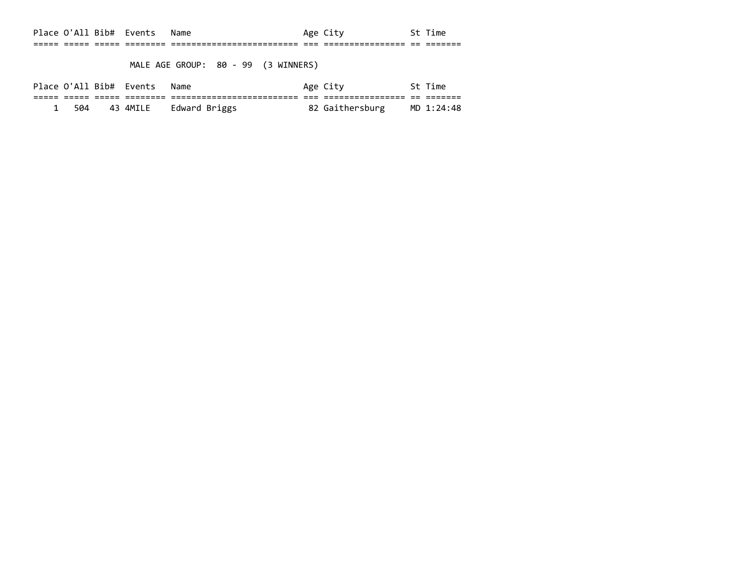| Place | O'All | Bib# | Events | Name | Age | City | St | Time |
| --- | --- | --- | --- | --- | --- | --- | --- | --- |

MALE AGE GROUP:  80 - 99  (3 WINNERS)

| Place | O'All | Bib# | Events | Name | Age | City | St | Time |
| --- | --- | --- | --- | --- | --- | --- | --- | --- |
| 1 | 504 | 43 | 4MILE | Edward Briggs | 82 | Gaithersburg | MD | 1:24:48 |